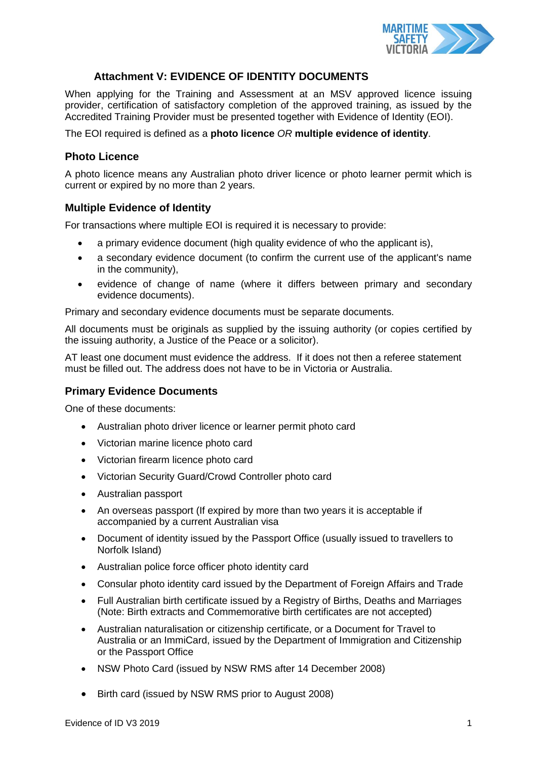# Attachment V: EVIDENCE OF IDENTITY DOCUMENTS

When applying for the Training and Assessment at an MSV approved licence issuing provider, certification of satisfactory completion of the approved training, as issued by the Accredited Training Provider must be presented together with Evidence of Identity (EOI).

The EOI required is defined as a **photo licence** *OR* **multiple evidence of identity**.

## Photo Licence

A photo licence means any Australian photo driver licence or photo learner permit which is current or expired by no more than 2 years.

## Multiple Evidence of Identity

For transactions where multiple EOI is required it is necessary to provide:

- a primary evidence document (high quality evidence of who the applicant is),
- a secondary evidence document (to confirm the current use of the applicant's name in the community),
- evidence of change of name (where it differs between primary and secondary evidence documents).

Primary and secondary evidence documents must be separate documents.

All documents must be originals as supplied by the issuing authority (or copies certified by the issuing authority, a Justice of the Peace or a solicitor).

AT least one document must evidence the address. If it does not then a referee statement must be filled out. The address does not have to be in Victoria or Australia.

## Primary Evidence Documents

One of these documents:

- Australian photo driver licence or learner permit photo card
- Victorian marine licence photo card
- Victorian firearm licence photo card
- Victorian Security Guard/Crowd Controller photo card
- Australian passport
- An overseas passport (If expired by more than two years it is acceptable if accompanied by a current Australian visa
- Document of identity issued by the Passport Office (usually issued to travellers to Norfolk Island)
- Australian police force officer photo identity card
- Consular photo identity card issued by the Department of Foreign Affairs and Trade
- Full Australian birth certificate issued by a Registry of Births, Deaths and Marriages (Note: Birth extracts and Commemorative birth certificates are not accepted)
- Australian naturalisation or citizenship certificate, or a Document for Travel to Australia or an ImmiCard, issued by the Department of Immigration and Citizenship or the Passport Office
- NSW Photo Card (issued by NSW RMS after 14 December 2008)
- Birth card (issued by NSW RMS prior to August 2008)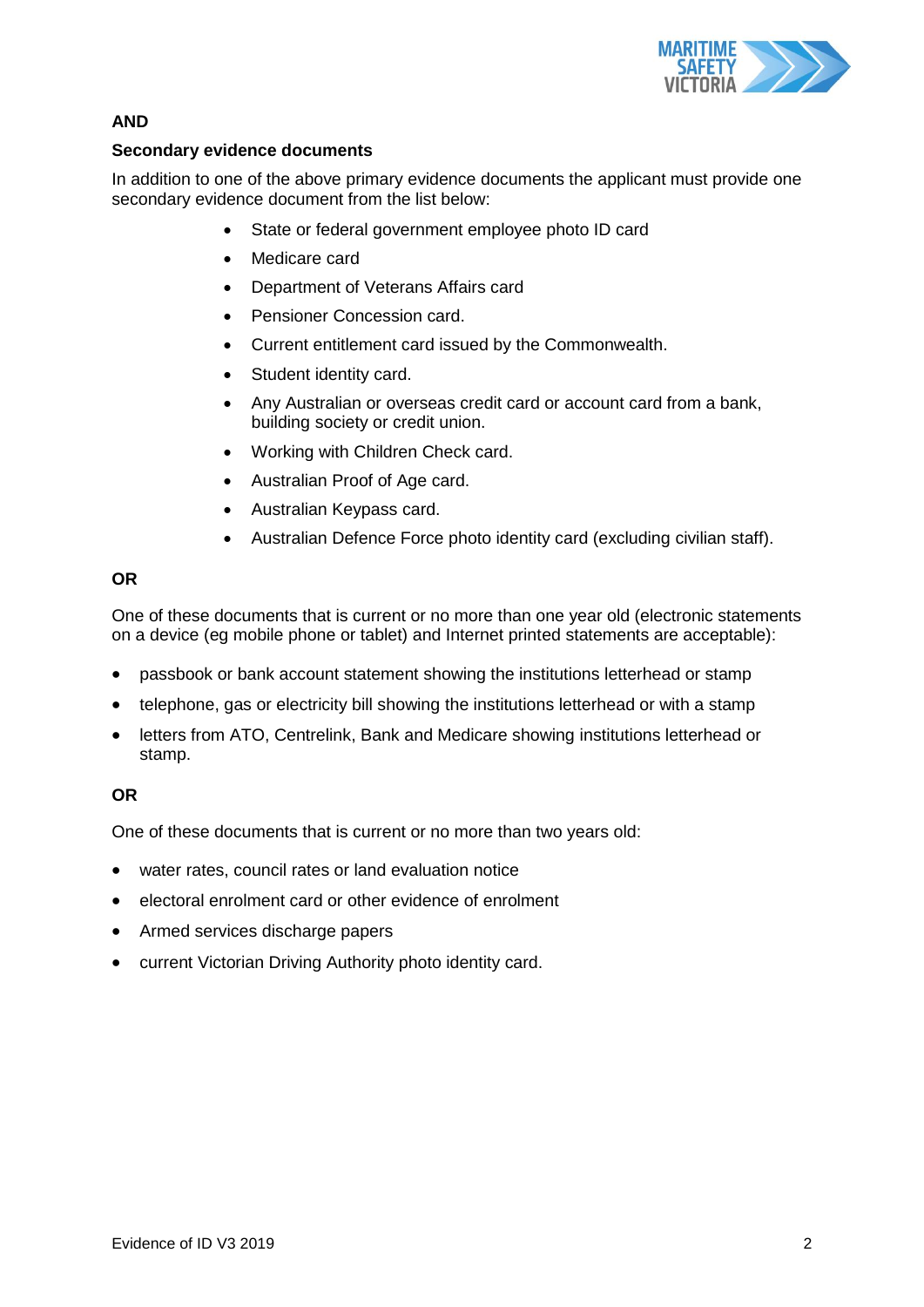**AND**

**Secondary evidence documents**

In addition to one of the above primary evidence documents the applicant must provide one secondary evidence document from the list below:

- State or federal government employee photo ID card
- Medicare card
- Department of Veterans Affairs card
- Pensioner Concession card.
- Current entitlement card issued by the Commonwealth.
- Student identity card.
- Any Australian or overseas credit card or account card from a bank, building society or credit union.
- Working with Children Check card.
- Australian Proof of Age card.
- Australian Keypass card.
- Australian Defence Force photo identity card (excluding civilian staff).

**OR**

One of these documents that is current or no more than one year old (electronic statements on a device (eg mobile phone or tablet) and Internet printed statements are acceptable):

- passbook or bank account statement showing the institutions letterhead or stamp
- telephone, gas or electricity bill showing the institutions letterhead or with a stamp
- letters from ATO, Centrelink, Bank and Medicare showing institutions letterhead or stamp.

**OR**

One of these documents that is current or no more than two years old:

- water rates, council rates or land evaluation notice
- electoral enrolment card or other evidence of enrolment
- Armed services discharge papers
- current Victorian Driving Authority photo identity card.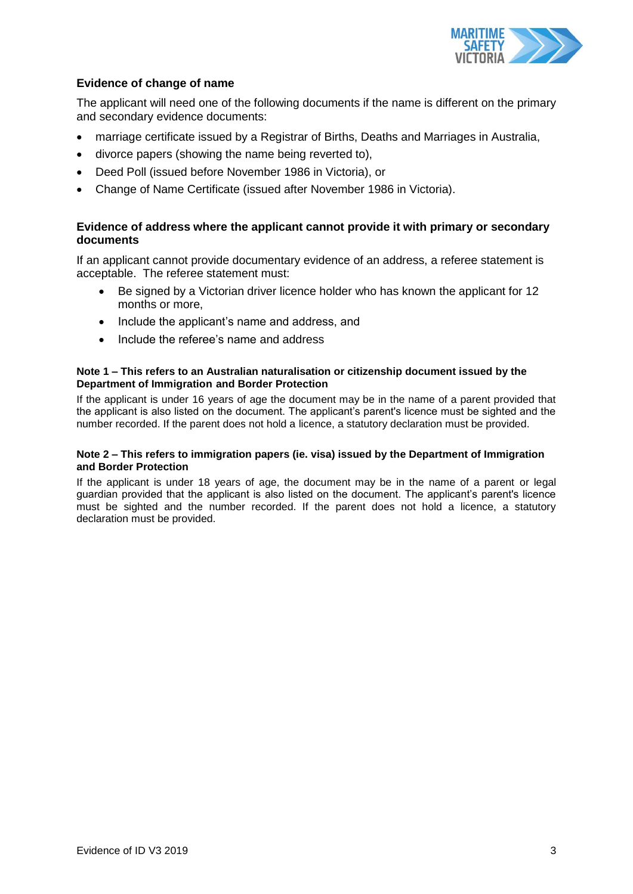## Evidence of change of name

The applicant will need one of the following documents if the name is different on the primary and secondary evidence documents:

- marriage certificate issued by a Registrar of Births, Deaths and Marriages in Australia,
- divorce papers (showing the name being reverted to),
- Deed Poll (issued before November 1986 in Victoria), or
- Change of Name Certificate (issued after November 1986 in Victoria).

## Evidence of address where the applicant cannot provide it with primary or secondary documents

If an applicant cannot provide documentary evidence of an address, a referee statement is acceptable. The referee statement must:

- Be signed by a Victorian driver licence holder who has known the applicant for 12 months or more,
- Include the applicant's name and address, and
- Include the referee's name and address

#### Note 1 – This refers to an Australian naturalisation or citizenship document issued by the Department of Immigration and Border Protection

If the applicant is under 16 years of age the document may be in the name of a parent provided that the applicant is also listed on the document. The applicant's parent's licence must be sighted and the number recorded. If the parent does not hold a licence, a statutory declaration must be provided.

#### Note 2 – This refers to immigration papers (ie. visa) issued by the Department of Immigration and Border Protection

If the applicant is under 18 years of age, the document may be in the name of a parent or legal guardian provided that the applicant is also listed on the document. The applicant's parent's licence must be sighted and the number recorded. If the parent does not hold a licence, a statutory declaration must be provided.